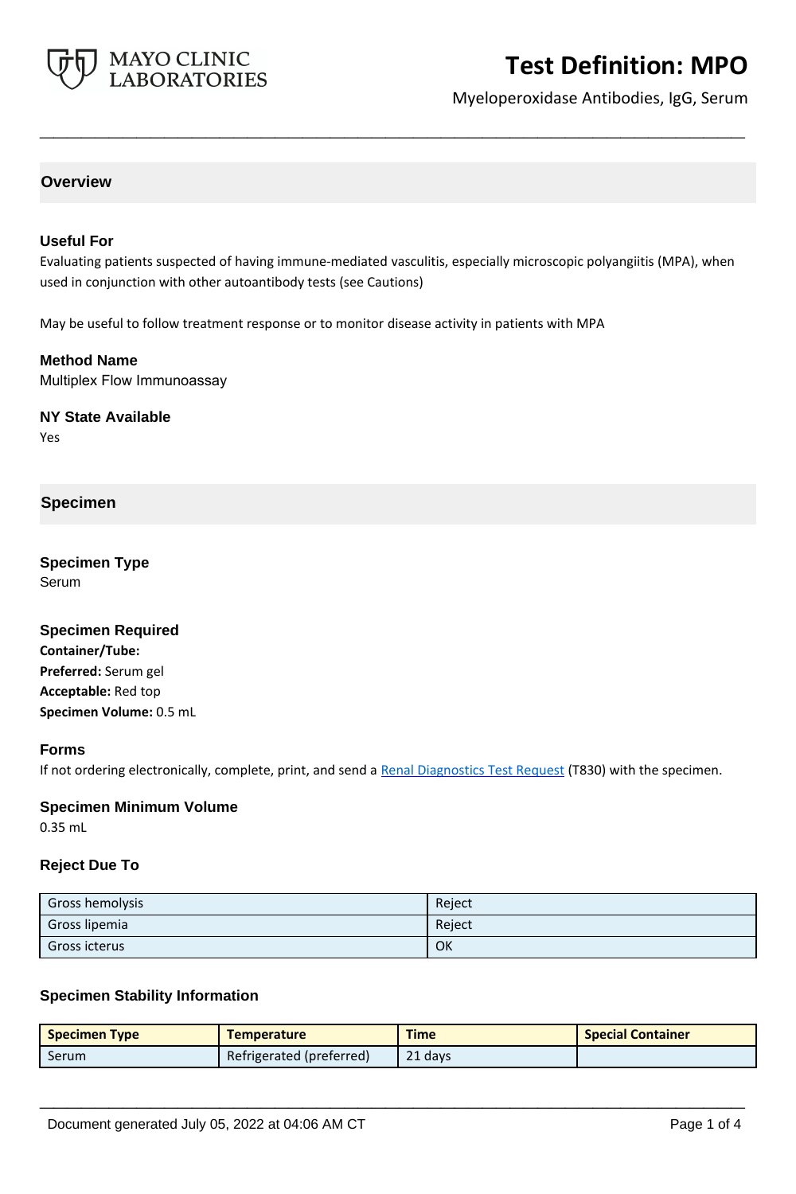# Test Definition: MPO

Myeloperoxidase Antibodies, IgG, Serum

## Overview

### Useful For

Evaluating patients suspected of having immune-mediated vasculitis, especially microscopic polyangiitis (MPA), when used in conjunction with other autoantibody tests (see Cautions)

May be useful to follow treatment response or to monitor disease activity in patients with MPA

### Method Name

Multiplex Flow Immunoassay

### NY State Available

Yes

## Specimen

### Specimen Type

Serum

### Specimen Required

**Container/Tube:**
**Preferred:** Serum gel
**Acceptable:** Red top
**Specimen Volume:** 0.5 mL

### Forms

If not ordering electronically, complete, print, and send a [Renal Diagnostics Test Request](Renal Diagnostics Test Request) (T830) with the specimen.

### Specimen Minimum Volume

0.35 mL

### Reject Due To

| | |
|---|---|
| Gross hemolysis | Reject |
| Gross lipemia | Reject |
| Gross icterus | OK |

### Specimen Stability Information

| Specimen Type | Temperature | Time | Special Container |
|---|---|---|---|
| Serum | Refrigerated (preferred) | 21 days | |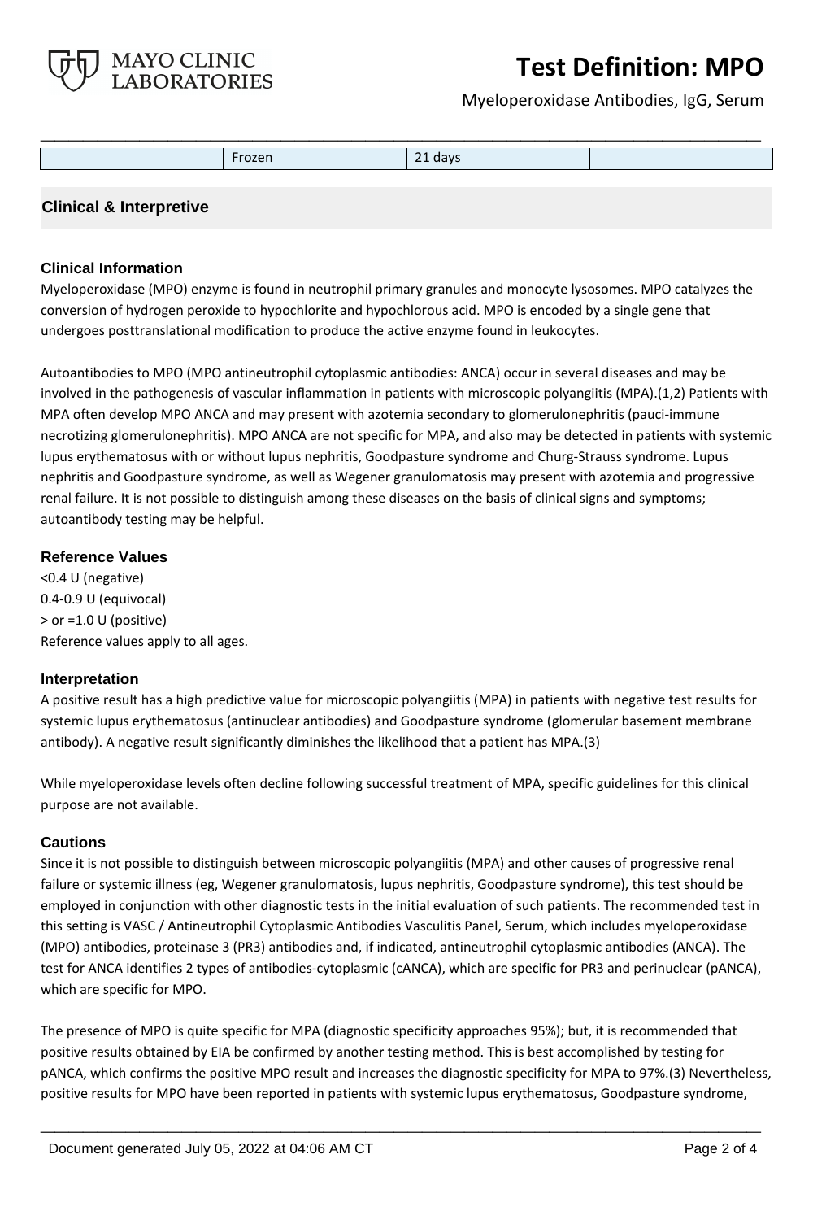|  | Frozen | 21 days |  |
|---|---|---|---|

## Clinical & Interpretive

### Clinical Information

Myeloperoxidase (MPO) enzyme is found in neutrophil primary granules and monocyte lysosomes. MPO catalyzes the conversion of hydrogen peroxide to hypochlorite and hypochlorous acid. MPO is encoded by a single gene that undergoes posttranslational modification to produce the active enzyme found in leukocytes.

Autoantibodies to MPO (MPO antineutrophil cytoplasmic antibodies: ANCA) occur in several diseases and may be involved in the pathogenesis of vascular inflammation in patients with microscopic polyangiitis (MPA).(1,2) Patients with MPA often develop MPO ANCA and may present with azotemia secondary to glomerulonephritis (pauci-immune necrotizing glomerulonephritis). MPO ANCA are not specific for MPA, and also may be detected in patients with systemic lupus erythematosus with or without lupus nephritis, Goodpasture syndrome and Churg-Strauss syndrome. Lupus nephritis and Goodpasture syndrome, as well as Wegener granulomatosis may present with azotemia and progressive renal failure. It is not possible to distinguish among these diseases on the basis of clinical signs and symptoms; autoantibody testing may be helpful.

### Reference Values

<0.4 U (negative)
0.4-0.9 U (equivocal)
> or =1.0 U (positive)
Reference values apply to all ages.

### Interpretation

A positive result has a high predictive value for microscopic polyangiitis (MPA) in patients with negative test results for systemic lupus erythematosus (antinuclear antibodies) and Goodpasture syndrome (glomerular basement membrane antibody). A negative result significantly diminishes the likelihood that a patient has MPA.(3)

While myeloperoxidase levels often decline following successful treatment of MPA, specific guidelines for this clinical purpose are not available.

### Cautions

Since it is not possible to distinguish between microscopic polyangiitis (MPA) and other causes of progressive renal failure or systemic illness (eg, Wegener granulomatosis, lupus nephritis, Goodpasture syndrome), this test should be employed in conjunction with other diagnostic tests in the initial evaluation of such patients. The recommended test in this setting is VASC / Antineutrophil Cytoplasmic Antibodies Vasculitis Panel, Serum, which includes myeloperoxidase (MPO) antibodies, proteinase 3 (PR3) antibodies and, if indicated, antineutrophil cytoplasmic antibodies (ANCA). The test for ANCA identifies 2 types of antibodies-cytoplasmic (cANCA), which are specific for PR3 and perinuclear (pANCA), which are specific for MPO.

The presence of MPO is quite specific for MPA (diagnostic specificity approaches 95%); but, it is recommended that positive results obtained by EIA be confirmed by another testing method. This is best accomplished by testing for pANCA, which confirms the positive MPO result and increases the diagnostic specificity for MPA to 97%.(3) Nevertheless, positive results for MPO have been reported in patients with systemic lupus erythematosus, Goodpasture syndrome,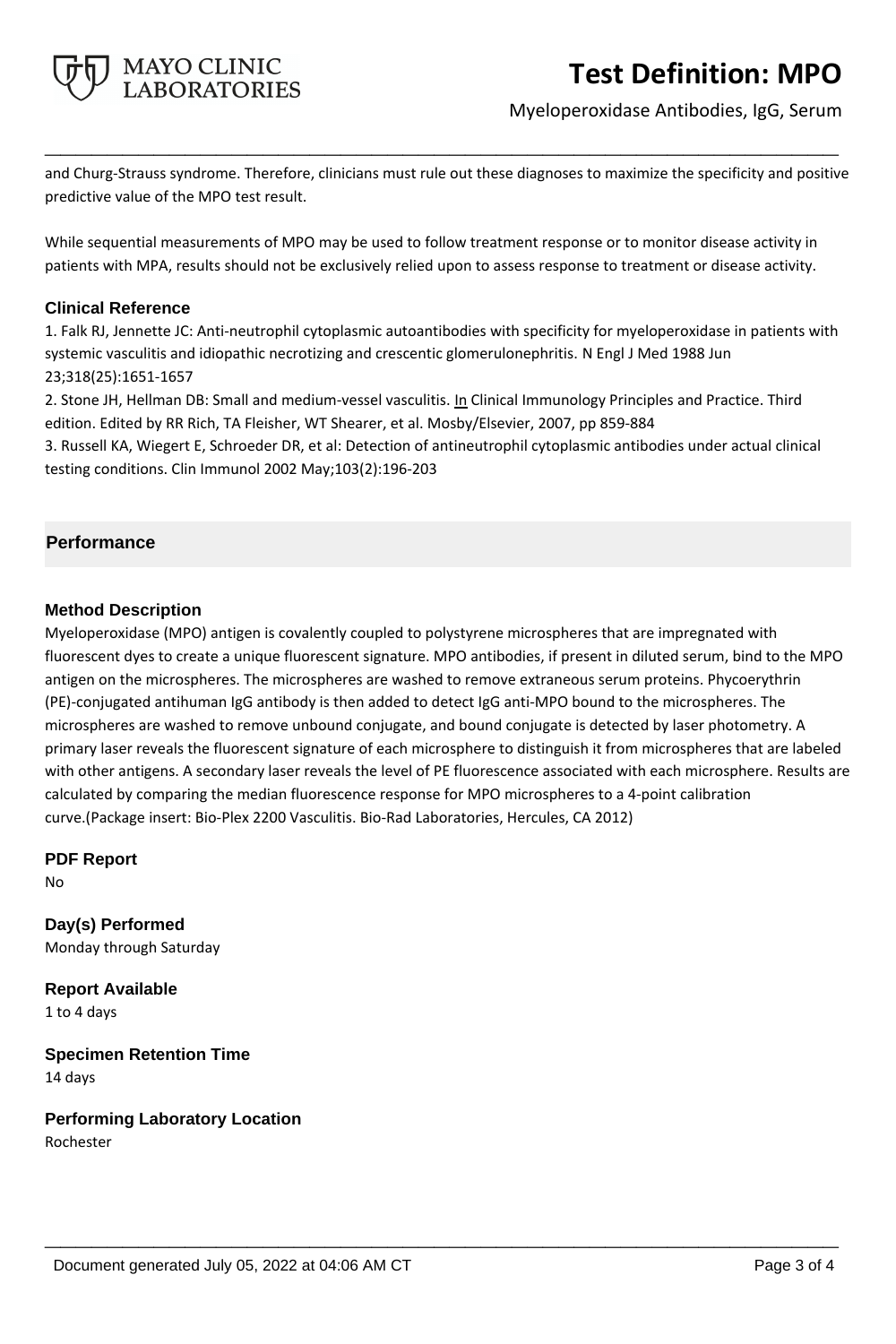and Churg-Strauss syndrome. Therefore, clinicians must rule out these diagnoses to maximize the specificity and positive predictive value of the MPO test result.

While sequential measurements of MPO may be used to follow treatment response or to monitor disease activity in patients with MPA, results should not be exclusively relied upon to assess response to treatment or disease activity.

### Clinical Reference

1. Falk RJ, Jennette JC: Anti-neutrophil cytoplasmic autoantibodies with specificity for myeloperoxidase in patients with systemic vasculitis and idiopathic necrotizing and crescentic glomerulonephritis. N Engl J Med 1988 Jun 23;318(25):1651-1657
2. Stone JH, Hellman DB: Small and medium-vessel vasculitis. In Clinical Immunology Principles and Practice. Third edition. Edited by RR Rich, TA Fleisher, WT Shearer, et al. Mosby/Elsevier, 2007, pp 859-884
3. Russell KA, Wiegert E, Schroeder DR, et al: Detection of antineutrophil cytoplasmic antibodies under actual clinical testing conditions. Clin Immunol 2002 May;103(2):196-203

## Performance

### Method Description

Myeloperoxidase (MPO) antigen is covalently coupled to polystyrene microspheres that are impregnated with fluorescent dyes to create a unique fluorescent signature. MPO antibodies, if present in diluted serum, bind to the MPO antigen on the microspheres. The microspheres are washed to remove extraneous serum proteins. Phycoerythrin (PE)-conjugated antihuman IgG antibody is then added to detect IgG anti-MPO bound to the microspheres. The microspheres are washed to remove unbound conjugate, and bound conjugate is detected by laser photometry. A primary laser reveals the fluorescent signature of each microsphere to distinguish it from microspheres that are labeled with other antigens. A secondary laser reveals the level of PE fluorescence associated with each microsphere. Results are calculated by comparing the median fluorescence response for MPO microspheres to a 4-point calibration curve.(Package insert: Bio-Plex 2200 Vasculitis. Bio-Rad Laboratories, Hercules, CA 2012)

### PDF Report

No

### Day(s) Performed

Monday through Saturday

### Report Available

1 to 4 days

### Specimen Retention Time

14 days

### Performing Laboratory Location

Rochester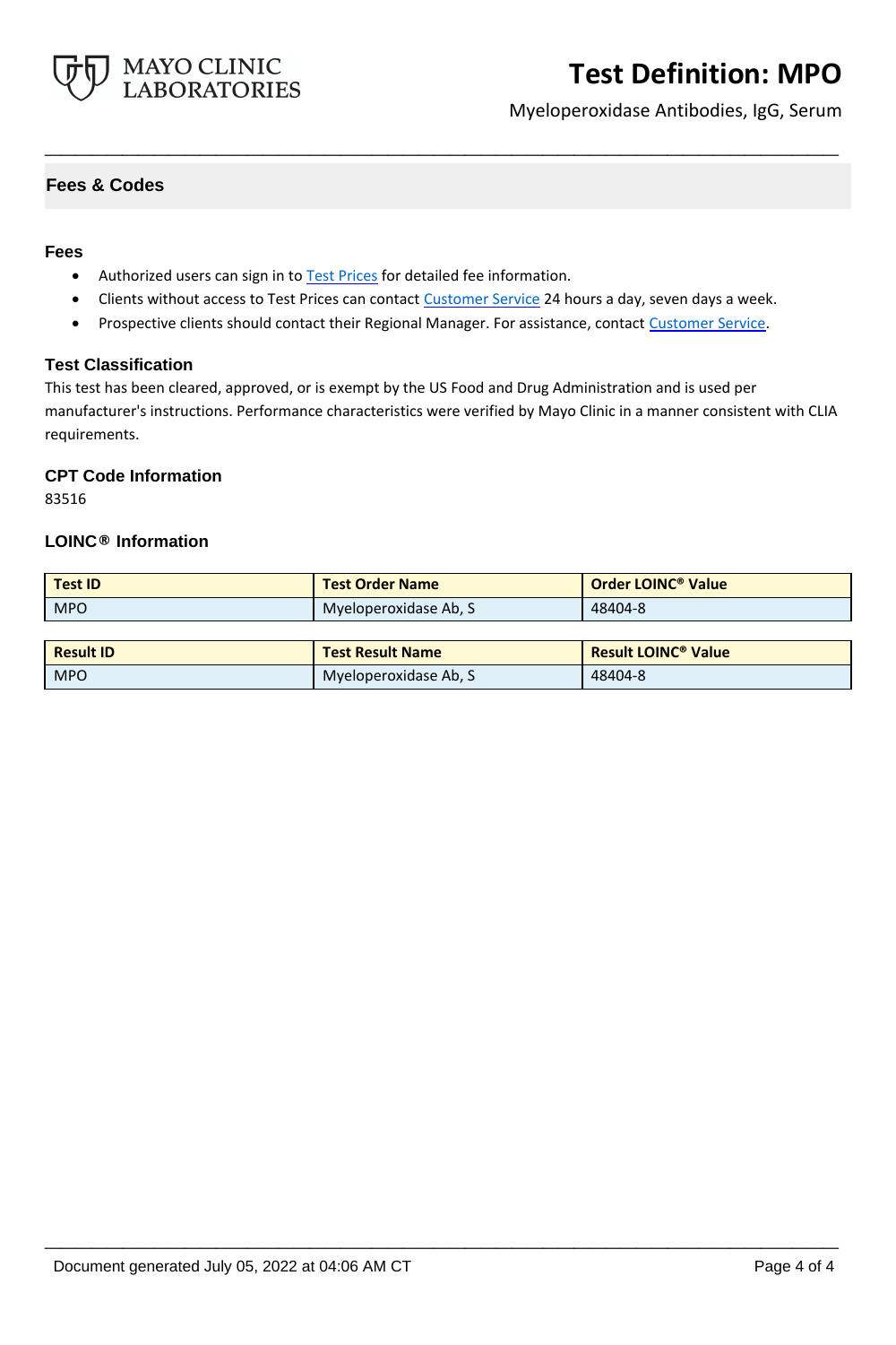## Fees & Codes

### Fees

- Authorized users can sign in to Test Prices for detailed fee information.
- Clients without access to Test Prices can contact Customer Service 24 hours a day, seven days a week.
- Prospective clients should contact their Regional Manager. For assistance, contact Customer Service.

### Test Classification

This test has been cleared, approved, or is exempt by the US Food and Drug Administration and is used per manufacturer's instructions. Performance characteristics were verified by Mayo Clinic in a manner consistent with CLIA requirements.

### CPT Code Information

83516

### LOINC® Information

| Test ID | Test Order Name | Order LOINC® Value |
|---|---|---|
| MPO | Myeloperoxidase Ab, S | 48404-8 |

| Result ID | Test Result Name | Result LOINC® Value |
|---|---|---|
| MPO | Myeloperoxidase Ab, S | 48404-8 |